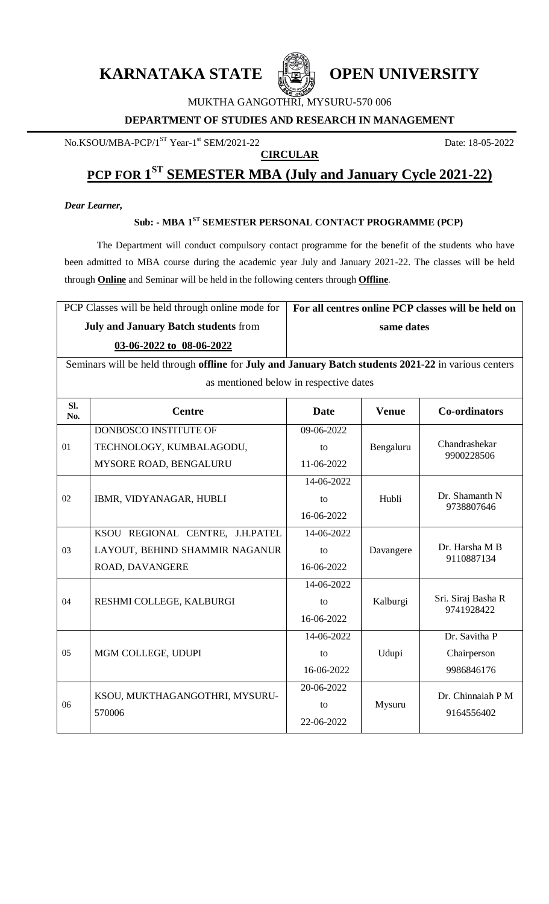# KARNATAKA STATE OPEN UNIVERSITY

MUKTHA GANGOTHRI, MYSURU-570 006

**DEPARTMENT OF STUDIES AND RESEARCH IN MANAGEMENT**

No.KSOU/MBA-PCP/1ST Year-1st SEM/2021-22 Date: 18-05-2022

**CIRCULAR**

## PCP FOR 1ST SEMESTER MBA (July and January Cycle 2021-22)

***Dear Learner,***

**Sub: - MBA 1ST SEMESTER PERSONAL CONTACT PROGRAMME (PCP)**

The Department will conduct compulsory contact programme for the benefit of the students who have been admitted to MBA course during the academic year July and January 2021-22. The classes will be held through **Online** and Seminar will be held in the following centers through **Offline**.

| PCP Classes will be held through online mode for **July and January Batch students** from **03-06-2022 to 08-06-2022** | **For all centres online PCP classes will be held on same dates** |
|---|---|

Seminars will be held through **offline** for **July and January Batch students 2021-22** in various centers as mentioned below in respective dates

| Sl. No. | Centre | Date | Venue | Co-ordinators |
|---|---|---|---|---|
| 01 | DONBOSCO INSTITUTE OF TECHNOLOGY, KUMBALAGODU, MYSORE ROAD, BENGALURU | 09-06-2022 to 11-06-2022 | Bengaluru | Chandrashekar 9900228506 |
| 02 | IBMR, VIDYANAGAR, HUBLI | 14-06-2022 to 16-06-2022 | Hubli | Dr. Shamanth N 9738807646 |
| 03 | KSOU REGIONAL CENTRE, J.H.PATEL LAYOUT, BEHIND SHAMMIR NAGANUR ROAD, DAVANGERE | 14-06-2022 to 16-06-2022 | Davangere | Dr. Harsha M B 9110887134 |
| 04 | RESHMI COLLEGE, KALBURGI | 14-06-2022 to 16-06-2022 | Kalburgi | Sri. Siraj Basha R 9741928422 |
| 05 | MGM COLLEGE, UDUPI | 14-06-2022 to 16-06-2022 | Udupi | Dr. Savitha P Chairperson 9986846176 |
| 06 | KSOU, MUKTHAGANGOTHRI, MYSURU-570006 | 20-06-2022 to 22-06-2022 | Mysuru | Dr. Chinnaiah P M 9164556402 |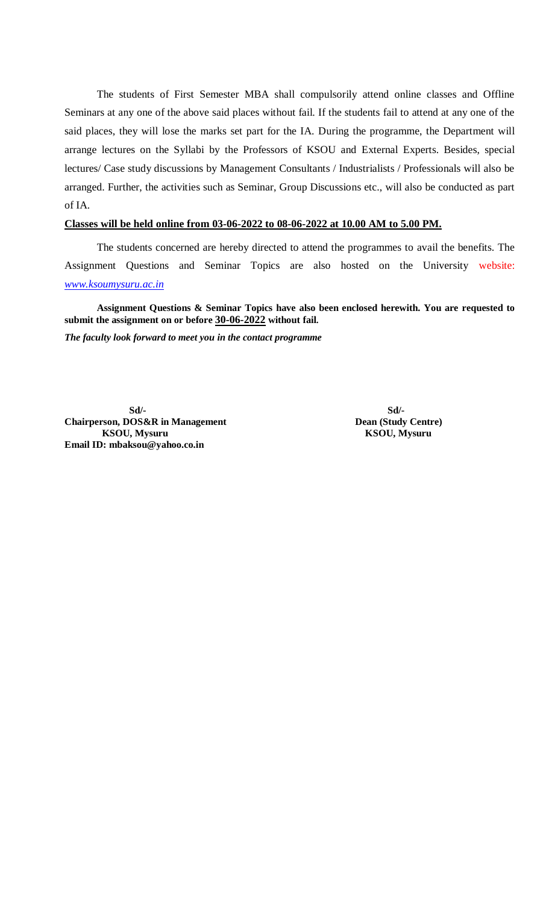The students of First Semester MBA shall compulsorily attend online classes and Offline Seminars at any one of the above said places without fail. If the students fail to attend at any one of the said places, they will lose the marks set part for the IA. During the programme, the Department will arrange lectures on the Syllabi by the Professors of KSOU and External Experts. Besides, special lectures/ Case study discussions by Management Consultants / Industrialists / Professionals will also be arranged. Further, the activities such as Seminar, Group Discussions etc., will also be conducted as part of IA.

**Classes will be held online from 03-06-2022 to 08-06-2022 at 10.00 AM to 5.00 PM.**

The students concerned are hereby directed to attend the programmes to avail the benefits. The Assignment Questions and Seminar Topics are also hosted on the University website: *www.ksoumysuru.ac.in*

**Assignment Questions & Seminar Topics have also been enclosed herewith. You are requested to submit the assignment on or before 30-06-2022 without fail.**

***The faculty look forward to meet you in the contact programme***

**Sd/-**
**Chairperson, DOS&R in Management**
**KSOU, Mysuru**
**Email ID: mbaksou@yahoo.co.in**

**Sd/-**
**Dean (Study Centre)**
**KSOU, Mysuru**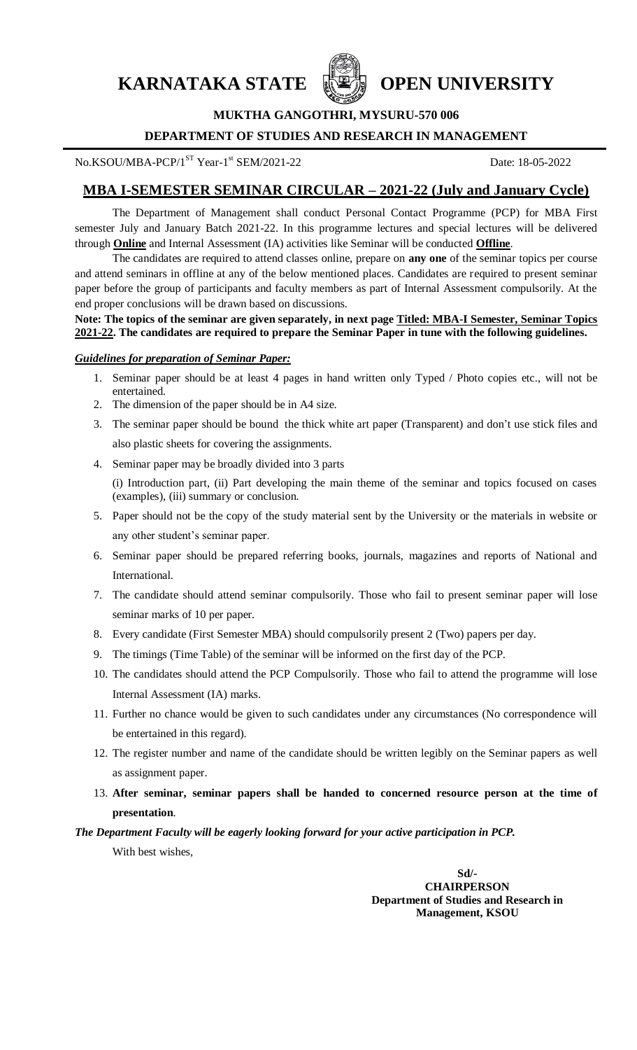# KARNATAKA STATE OPEN UNIVERSITY

**MUKTHA GANGOTHRI, MYSURU-570 006**

**DEPARTMENT OF STUDIES AND RESEARCH IN MANAGEMENT**

No.KSOU/MBA-PCP/1$^{ST}$ Year-1$^{st}$ SEM/2021-22 Date: 18-05-2022

## MBA I-SEMESTER SEMINAR CIRCULAR – 2021-22 (July and January Cycle)

The Department of Management shall conduct Personal Contact Programme (PCP) for MBA First semester July and January Batch 2021-22. In this programme lectures and special lectures will be delivered through **Online** and Internal Assessment (IA) activities like Seminar will be conducted **Offline**.

The candidates are required to attend classes online, prepare on **any one** of the seminar topics per course and attend seminars in offline at any of the below mentioned places. Candidates are required to present seminar paper before the group of participants and faculty members as part of Internal Assessment compulsorily. At the end proper conclusions will be drawn based on discussions.

**Note: The topics of the seminar are given separately, in next page Titled: MBA-I Semester, Seminar Topics 2021-22. The candidates are required to prepare the Seminar Paper in tune with the following guidelines.**

***Guidelines for preparation of Seminar Paper:***

1. Seminar paper should be at least 4 pages in hand written only Typed / Photo copies etc., will not be entertained.
2. The dimension of the paper should be in A4 size.
3. The seminar paper should be bound the thick white art paper (Transparent) and don't use stick files and also plastic sheets for covering the assignments.
4. Seminar paper may be broadly divided into 3 parts

   (i) Introduction part, (ii) Part developing the main theme of the seminar and topics focused on cases (examples), (iii) summary or conclusion.
5. Paper should not be the copy of the study material sent by the University or the materials in website or any other student's seminar paper.
6. Seminar paper should be prepared referring books, journals, magazines and reports of National and International.
7. The candidate should attend seminar compulsorily. Those who fail to present seminar paper will lose seminar marks of 10 per paper.
8. Every candidate (First Semester MBA) should compulsorily present 2 (Two) papers per day.
9. The timings (Time Table) of the seminar will be informed on the first day of the PCP.
10. The candidates should attend the PCP Compulsorily. Those who fail to attend the programme will lose Internal Assessment (IA) marks.
11. Further no chance would be given to such candidates under any circumstances (No correspondence will be entertained in this regard).
12. The register number and name of the candidate should be written legibly on the Seminar papers as well as assignment paper.
13. **After seminar, seminar papers shall be handed to concerned resource person at the time of presentation**.

***The Department Faculty will be eagerly looking forward for your active participation in PCP.***

With best wishes,

**Sd/-**
**CHAIRPERSON**
**Department of Studies and Research in Management, KSOU**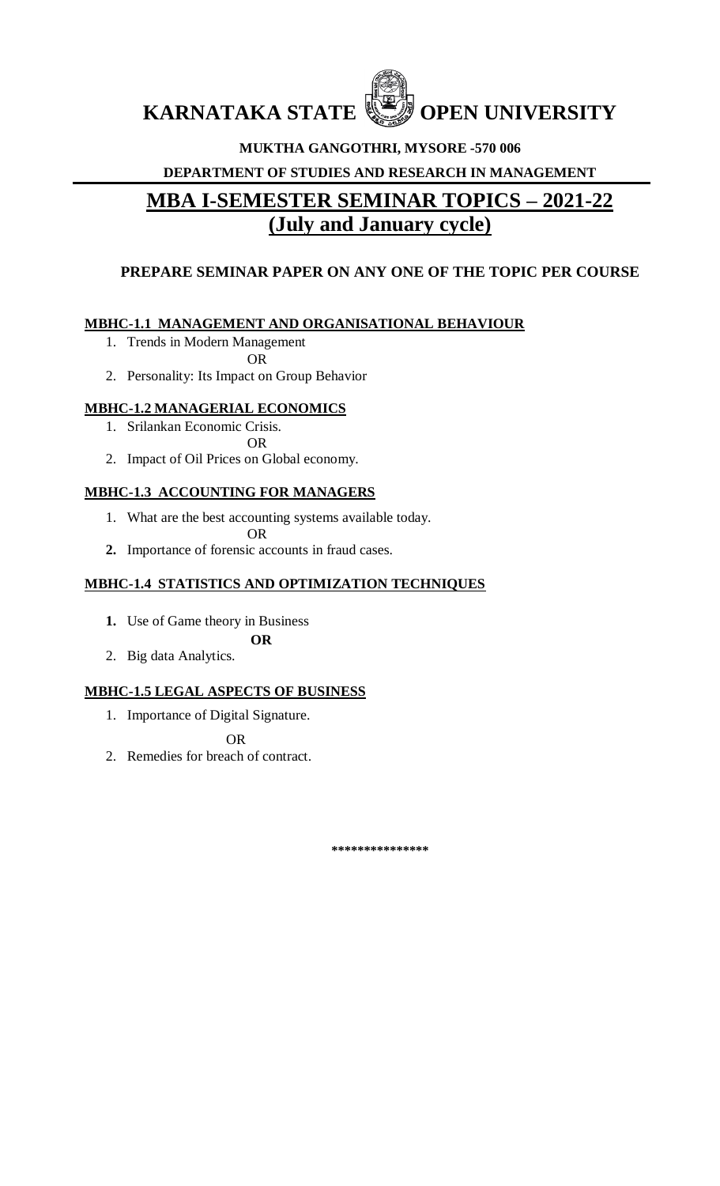# KARNATAKA STATE OPEN UNIVERSITY

**MUKTHA GANGOTHRI, MYSORE -570 006**

**DEPARTMENT OF STUDIES AND RESEARCH IN MANAGEMENT**

## MBA I-SEMESTER SEMINAR TOPICS – 2021-22
## (July and January cycle)

**PREPARE SEMINAR PAPER ON ANY ONE OF THE TOPIC PER COURSE**

### MBHC-1.1 MANAGEMENT AND ORGANISATIONAL BEHAVIOUR

1. Trends in Modern Management

   OR

2. Personality: Its Impact on Group Behavior

### MBHC-1.2 MANAGERIAL ECONOMICS

1. Srilankan Economic Crisis.

   OR

2. Impact of Oil Prices on Global economy.

### MBHC-1.3 ACCOUNTING FOR MANAGERS

1. What are the best accounting systems available today.

   OR

2. Importance of forensic accounts in fraud cases.

### MBHC-1.4 STATISTICS AND OPTIMIZATION TECHNIQUES

1. Use of Game theory in Business

   **OR**

2. Big data Analytics.

### MBHC-1.5 LEGAL ASPECTS OF BUSINESS

1. Importance of Digital Signature.

   OR

2. Remedies for breach of contract.

***************